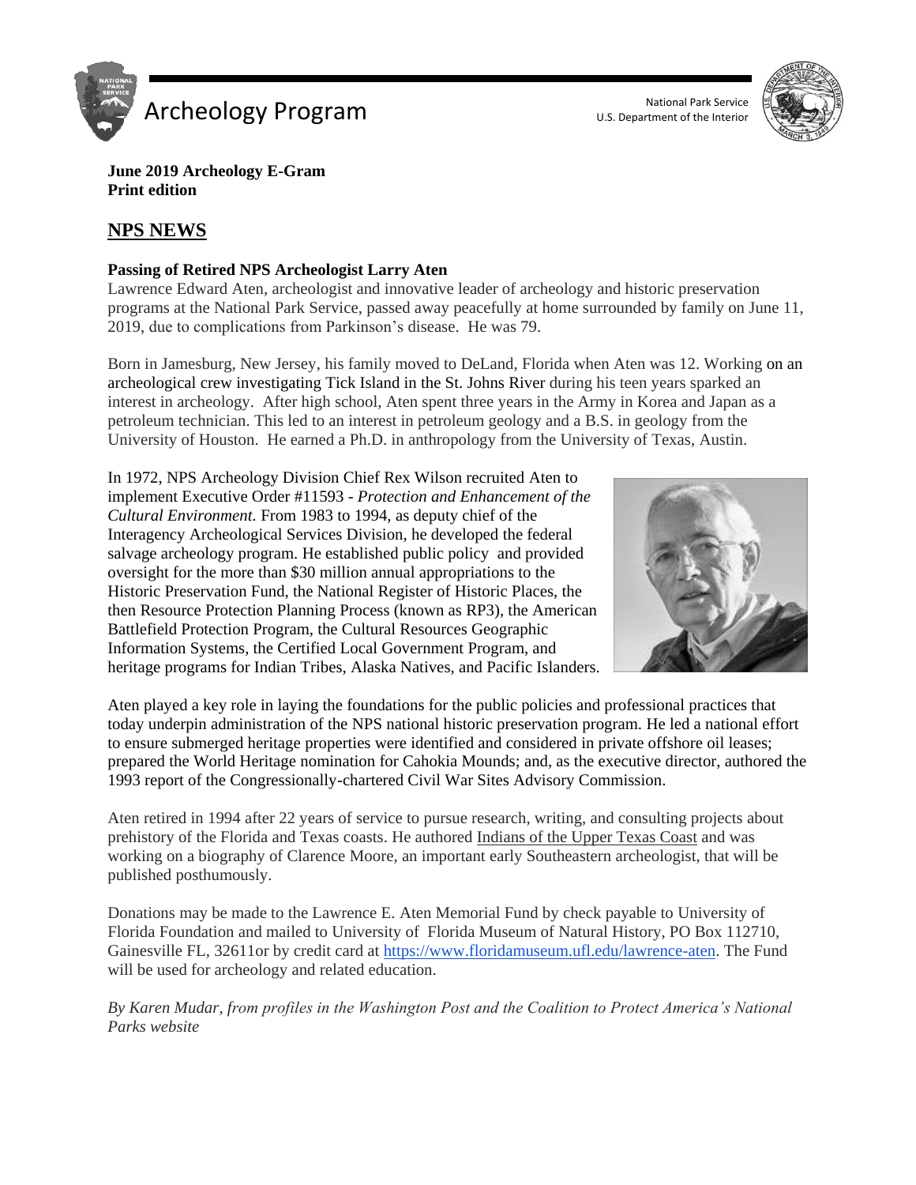**June 2019 Archeology E-Gram**
**Print edition**

## NPS NEWS

### Passing of Retired NPS Archeologist Larry Aten

Lawrence Edward Aten, archeologist and innovative leader of archeology and historic preservation programs at the National Park Service, passed away peacefully at home surrounded by family on June 11, 2019, due to complications from Parkinson's disease. He was 79.

Born in Jamesburg, New Jersey, his family moved to DeLand, Florida when Aten was 12. Working on an archeological crew investigating Tick Island in the St. Johns River during his teen years sparked an interest in archeology. After high school, Aten spent three years in the Army in Korea and Japan as a petroleum technician. This led to an interest in petroleum geology and a B.S. in geology from the University of Houston. He earned a Ph.D. in anthropology from the University of Texas, Austin.

In 1972, NPS Archeology Division Chief Rex Wilson recruited Aten to implement Executive Order #11593 - *Protection and Enhancement of the Cultural Environment.* From 1983 to 1994, as deputy chief of the Interagency Archeological Services Division, he developed the federal salvage archeology program. He established public policy and provided oversight for the more than $30 million annual appropriations to the Historic Preservation Fund, the National Register of Historic Places, the then Resource Protection Planning Process (known as RP3), the American Battlefield Protection Program, the Cultural Resources Geographic Information Systems, the Certified Local Government Program, and heritage programs for Indian Tribes, Alaska Natives, and Pacific Islanders.

Aten played a key role in laying the foundations for the public policies and professional practices that today underpin administration of the NPS national historic preservation program. He led a national effort to ensure submerged heritage properties were identified and considered in private offshore oil leases; prepared the World Heritage nomination for Cahokia Mounds; and, as the executive director, authored the 1993 report of the Congressionally-chartered Civil War Sites Advisory Commission.

Aten retired in 1994 after 22 years of service to pursue research, writing, and consulting projects about prehistory of the Florida and Texas coasts. He authored Indians of the Upper Texas Coast and was working on a biography of Clarence Moore, an important early Southeastern archeologist, that will be published posthumously.

Donations may be made to the Lawrence E. Aten Memorial Fund by check payable to University of Florida Foundation and mailed to University of Florida Museum of Natural History, PO Box 112710, Gainesville FL, 32611or by credit card at https://www.floridamuseum.ufl.edu/lawrence-aten. The Fund will be used for archeology and related education.

*By Karen Mudar, from profiles in the Washington Post and the Coalition to Protect America's National Parks website*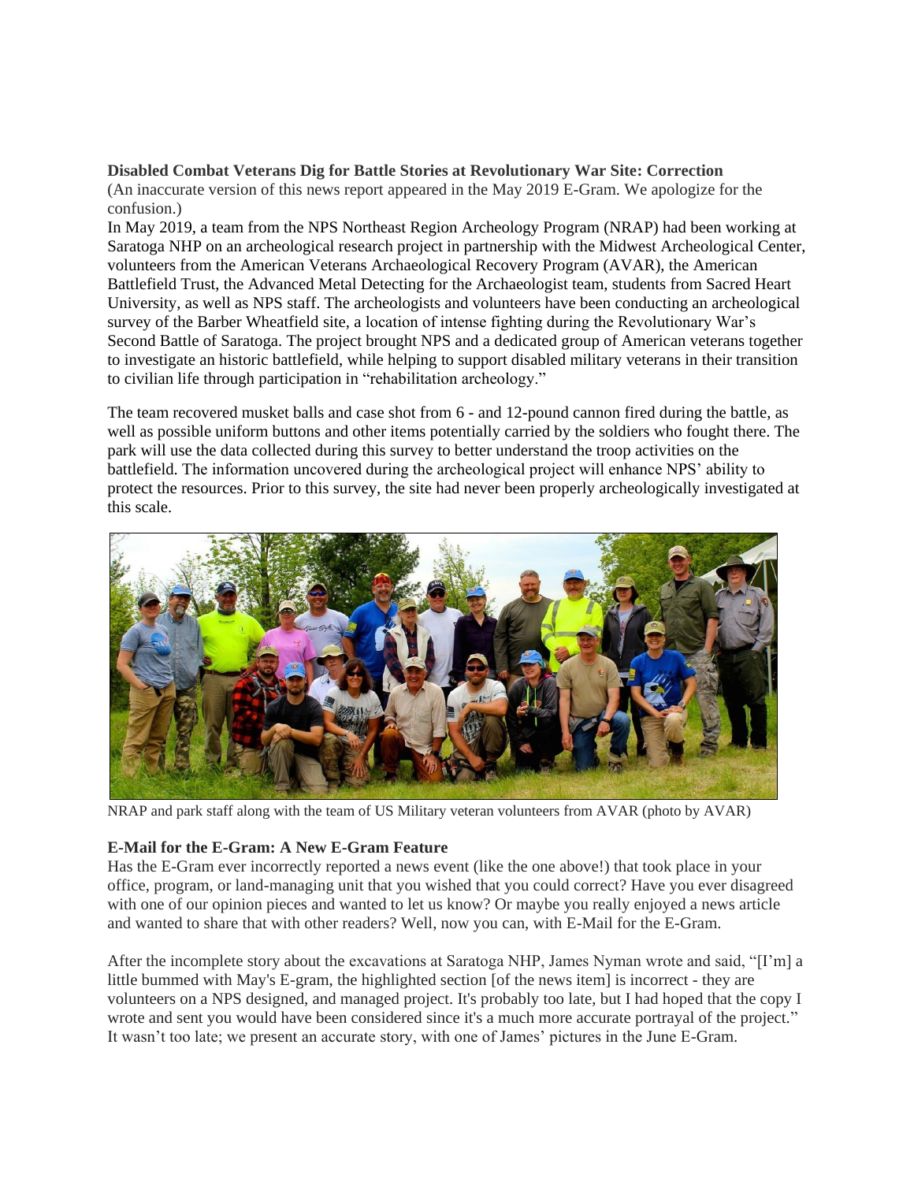**Disabled Combat Veterans Dig for Battle Stories at Revolutionary War Site: Correction**

(An inaccurate version of this news report appeared in the May 2019 E-Gram. We apologize for the confusion.)

In May 2019, a team from the NPS Northeast Region Archeology Program (NRAP) had been working at Saratoga NHP on an archeological research project in partnership with the Midwest Archeological Center, volunteers from the American Veterans Archaeological Recovery Program (AVAR), the American Battlefield Trust, the Advanced Metal Detecting for the Archaeologist team, students from Sacred Heart University, as well as NPS staff. The archeologists and volunteers have been conducting an archeological survey of the Barber Wheatfield site, a location of intense fighting during the Revolutionary War's Second Battle of Saratoga. The project brought NPS and a dedicated group of American veterans together to investigate an historic battlefield, while helping to support disabled military veterans in their transition to civilian life through participation in "rehabilitation archeology."

The team recovered musket balls and case shot from 6 - and 12-pound cannon fired during the battle, as well as possible uniform buttons and other items potentially carried by the soldiers who fought there. The park will use the data collected during this survey to better understand the troop activities on the battlefield. The information uncovered during the archeological project will enhance NPS' ability to protect the resources. Prior to this survey, the site had never been properly archeologically investigated at this scale.

NRAP and park staff along with the team of US Military veteran volunteers from AVAR (photo by AVAR)

**E-Mail for the E-Gram: A New E-Gram Feature**

Has the E-Gram ever incorrectly reported a news event (like the one above!) that took place in your office, program, or land-managing unit that you wished that you could correct? Have you ever disagreed with one of our opinion pieces and wanted to let us know? Or maybe you really enjoyed a news article and wanted to share that with other readers? Well, now you can, with E-Mail for the E-Gram.

After the incomplete story about the excavations at Saratoga NHP, James Nyman wrote and said, "[I'm] a little bummed with May's E-gram, the highlighted section [of the news item] is incorrect - they are volunteers on a NPS designed, and managed project. It's probably too late, but I had hoped that the copy I wrote and sent you would have been considered since it's a much more accurate portrayal of the project." It wasn't too late; we present an accurate story, with one of James' pictures in the June E-Gram.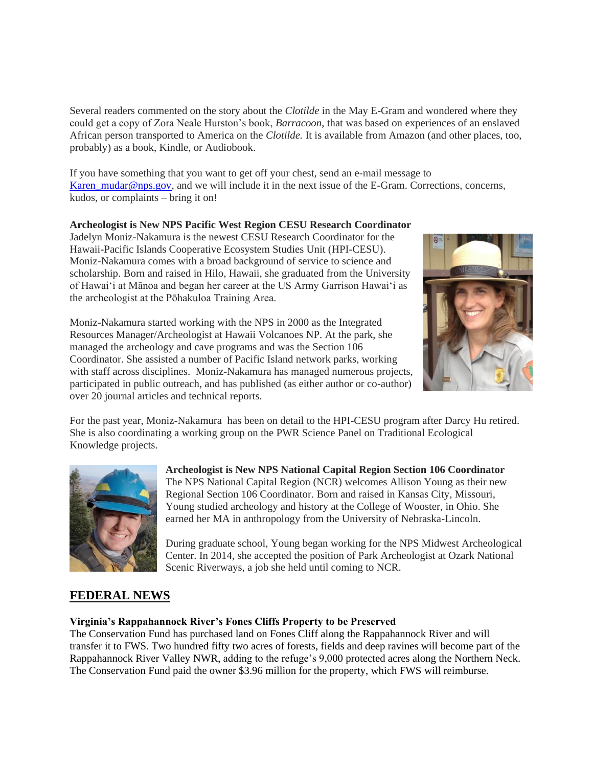Several readers commented on the story about the *Clotilde* in the May E-Gram and wondered where they could get a copy of Zora Neale Hurston's book, *Barracoon*, that was based on experiences of an enslaved African person transported to America on the *Clotilde.* It is available from Amazon (and other places, too, probably) as a book, Kindle, or Audiobook.

If you have something that you want to get off your chest, send an e-mail message to [Karen_mudar@nps.gov](mailto:Karen_mudar@nps.gov), and we will include it in the next issue of the E-Gram. Corrections, concerns, kudos, or complaints – bring it on!

**Archeologist is New NPS Pacific West Region CESU Research Coordinator**

Jadelyn Moniz-Nakamura is the newest CESU Research Coordinator for the Hawaii-Pacific Islands Cooperative Ecosystem Studies Unit (HPI-CESU). Moniz-Nakamura comes with a broad background of service to science and scholarship. Born and raised in Hilo, Hawaii, she graduated from the University of Hawaiʻi at Mānoa and began her career at the US Army Garrison Hawaiʻi as the archeologist at the Pōhakuloa Training Area.

Moniz-Nakamura started working with the NPS in 2000 as the Integrated Resources Manager/Archeologist at Hawaii Volcanoes NP. At the park, she managed the archeology and cave programs and was the Section 106 Coordinator. She assisted a number of Pacific Island network parks, working with staff across disciplines. Moniz-Nakamura has managed numerous projects, participated in public outreach, and has published (as either author or co-author) over 20 journal articles and technical reports.

For the past year, Moniz-Nakamura has been on detail to the HPI-CESU program after Darcy Hu retired. She is also coordinating a working group on the PWR Science Panel on Traditional Ecological Knowledge projects.

**Archeologist is New NPS National Capital Region Section 106 Coordinator**

The NPS National Capital Region (NCR) welcomes Allison Young as their new Regional Section 106 Coordinator. Born and raised in Kansas City, Missouri, Young studied archeology and history at the College of Wooster, in Ohio. She earned her MA in anthropology from the University of Nebraska-Lincoln.

During graduate school, Young began working for the NPS Midwest Archeological Center. In 2014, she accepted the position of Park Archeologist at Ozark National Scenic Riverways, a job she held until coming to NCR.

## FEDERAL NEWS

**Virginia's Rappahannock River's Fones Cliffs Property to be Preserved**

The Conservation Fund has purchased land on Fones Cliff along the Rappahannock River and will transfer it to FWS. Two hundred fifty two acres of forests, fields and deep ravines will become part of the Rappahannock River Valley NWR, adding to the refuge's 9,000 protected acres along the Northern Neck. The Conservation Fund paid the owner $3.96 million for the property, which FWS will reimburse.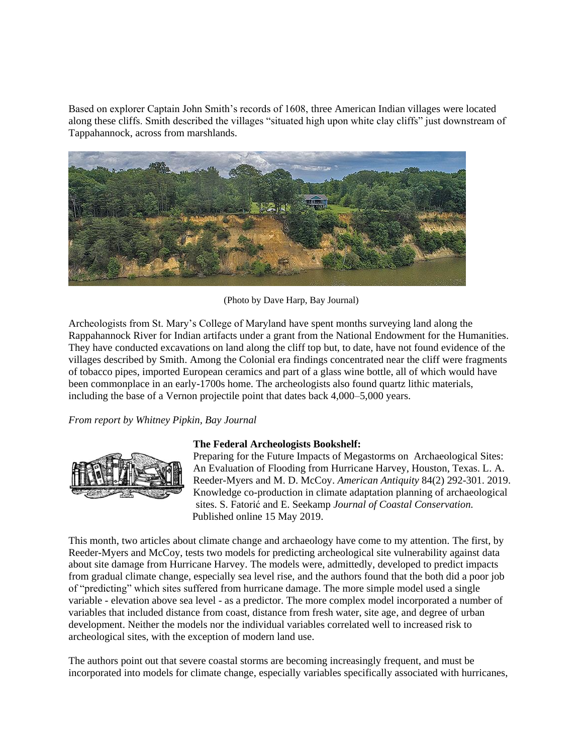Based on explorer Captain John Smith's records of 1608, three American Indian villages were located along these cliffs. Smith described the villages "situated high upon white clay cliffs" just downstream of Tappahannock, across from marshlands.

(Photo by Dave Harp, Bay Journal)

Archeologists from St. Mary's College of Maryland have spent months surveying land along the Rappahannock River for Indian artifacts under a grant from the National Endowment for the Humanities. They have conducted excavations on land along the cliff top but, to date, have not found evidence of the villages described by Smith. Among the Colonial era findings concentrated near the cliff were fragments of tobacco pipes, imported European ceramics and part of a glass wine bottle, all of which would have been commonplace in an early-1700s home. The archeologists also found quartz lithic materials, including the base of a Vernon projectile point that dates back 4,000–5,000 years.

*From report by Whitney Pipkin, Bay Journal*

**The Federal Archeologists Bookshelf:**

Preparing for the Future Impacts of Megastorms on Archaeological Sites: An Evaluation of Flooding from Hurricane Harvey, Houston, Texas. L. A. Reeder-Myers and M. D. McCoy. *American Antiquity* 84(2) 292-301. 2019.
Knowledge co-production in climate adaptation planning of archaeological sites. S. Fatorić and E. Seekamp *Journal of Coastal Conservation.* Published online 15 May 2019.

This month, two articles about climate change and archaeology have come to my attention. The first, by Reeder-Myers and McCoy, tests two models for predicting archeological site vulnerability against data about site damage from Hurricane Harvey. The models were, admittedly, developed to predict impacts from gradual climate change, especially sea level rise, and the authors found that the both did a poor job of "predicting" which sites suffered from hurricane damage. The more simple model used a single variable - elevation above sea level - as a predictor. The more complex model incorporated a number of variables that included distance from coast, distance from fresh water, site age, and degree of urban development. Neither the models nor the individual variables correlated well to increased risk to archeological sites, with the exception of modern land use.

The authors point out that severe coastal storms are becoming increasingly frequent, and must be incorporated into models for climate change, especially variables specifically associated with hurricanes,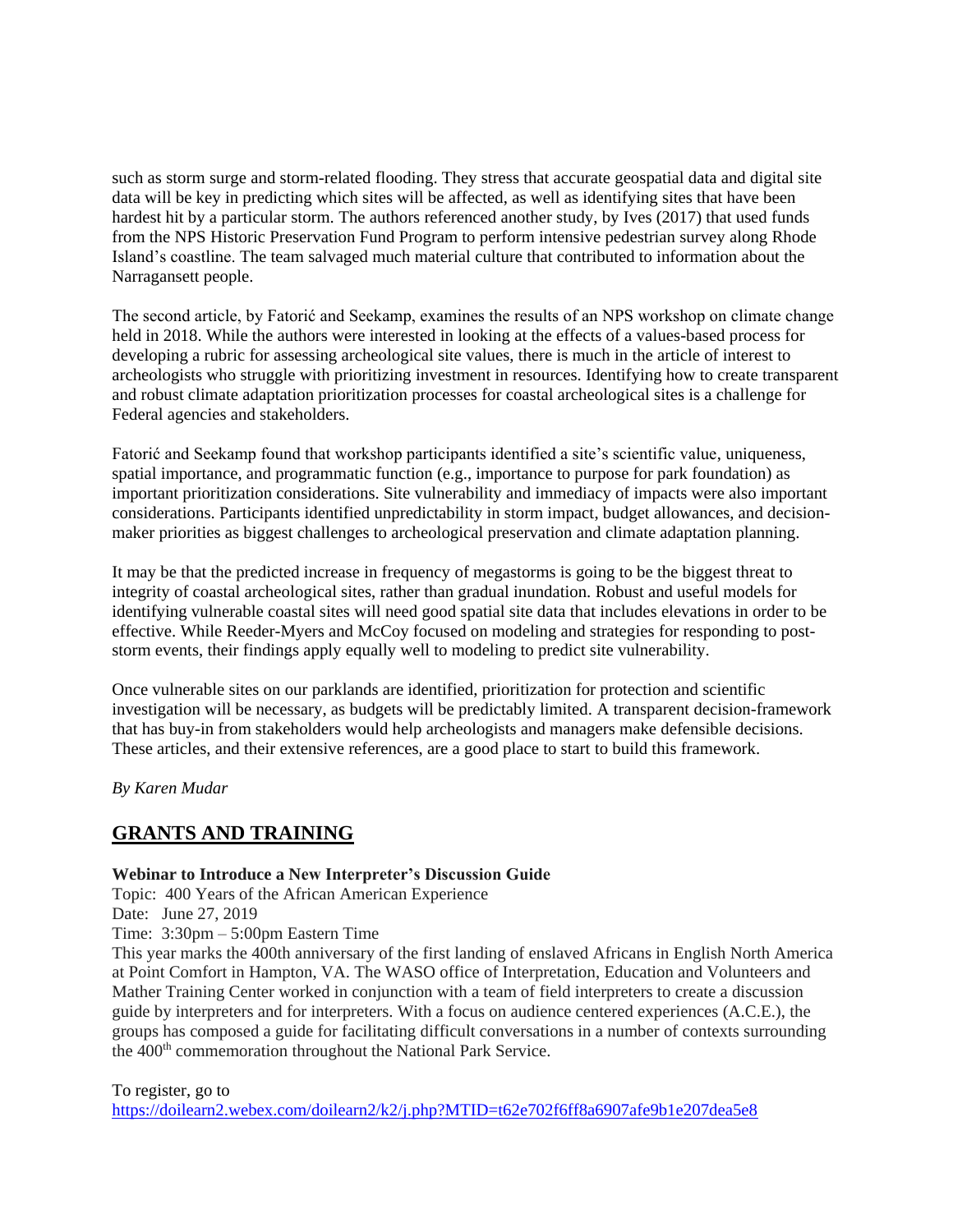such as storm surge and storm-related flooding. They stress that accurate geospatial data and digital site data will be key in predicting which sites will be affected, as well as identifying sites that have been hardest hit by a particular storm. The authors referenced another study, by Ives (2017) that used funds from the NPS Historic Preservation Fund Program to perform intensive pedestrian survey along Rhode Island's coastline. The team salvaged much material culture that contributed to information about the Narragansett people.

The second article, by Fatorić and Seekamp, examines the results of an NPS workshop on climate change held in 2018. While the authors were interested in looking at the effects of a values-based process for developing a rubric for assessing archeological site values, there is much in the article of interest to archeologists who struggle with prioritizing investment in resources. Identifying how to create transparent and robust climate adaptation prioritization processes for coastal archeological sites is a challenge for Federal agencies and stakeholders.

Fatorić and Seekamp found that workshop participants identified a site's scientific value, uniqueness, spatial importance, and programmatic function (e.g., importance to purpose for park foundation) as important prioritization considerations. Site vulnerability and immediacy of impacts were also important considerations. Participants identified unpredictability in storm impact, budget allowances, and decision-maker priorities as biggest challenges to archeological preservation and climate adaptation planning.

It may be that the predicted increase in frequency of megastorms is going to be the biggest threat to integrity of coastal archeological sites, rather than gradual inundation. Robust and useful models for identifying vulnerable coastal sites will need good spatial site data that includes elevations in order to be effective. While Reeder-Myers and McCoy focused on modeling and strategies for responding to post-storm events, their findings apply equally well to modeling to predict site vulnerability.

Once vulnerable sites on our parklands are identified, prioritization for protection and scientific investigation will be necessary, as budgets will be predictably limited. A transparent decision-framework that has buy-in from stakeholders would help archeologists and managers make defensible decisions. These articles, and their extensive references, are a good place to start to build this framework.

*By Karen Mudar*

## GRANTS AND TRAINING

**Webinar to Introduce a New Interpreter's Discussion Guide**

Topic: 400 Years of the African American Experience
Date: June 27, 2019
Time: 3:30pm – 5:00pm Eastern Time

This year marks the 400th anniversary of the first landing of enslaved Africans in English North America at Point Comfort in Hampton, VA. The WASO office of Interpretation, Education and Volunteers and Mather Training Center worked in conjunction with a team of field interpreters to create a discussion guide by interpreters and for interpreters. With a focus on audience centered experiences (A.C.E.), the groups has composed a guide for facilitating difficult conversations in a number of contexts surrounding the 400th commemoration throughout the National Park Service.

To register, go to
https://doilearn2.webex.com/doilearn2/k2/j.php?MTID=t62e702f6ff8a6907afe9b1e207dea5e8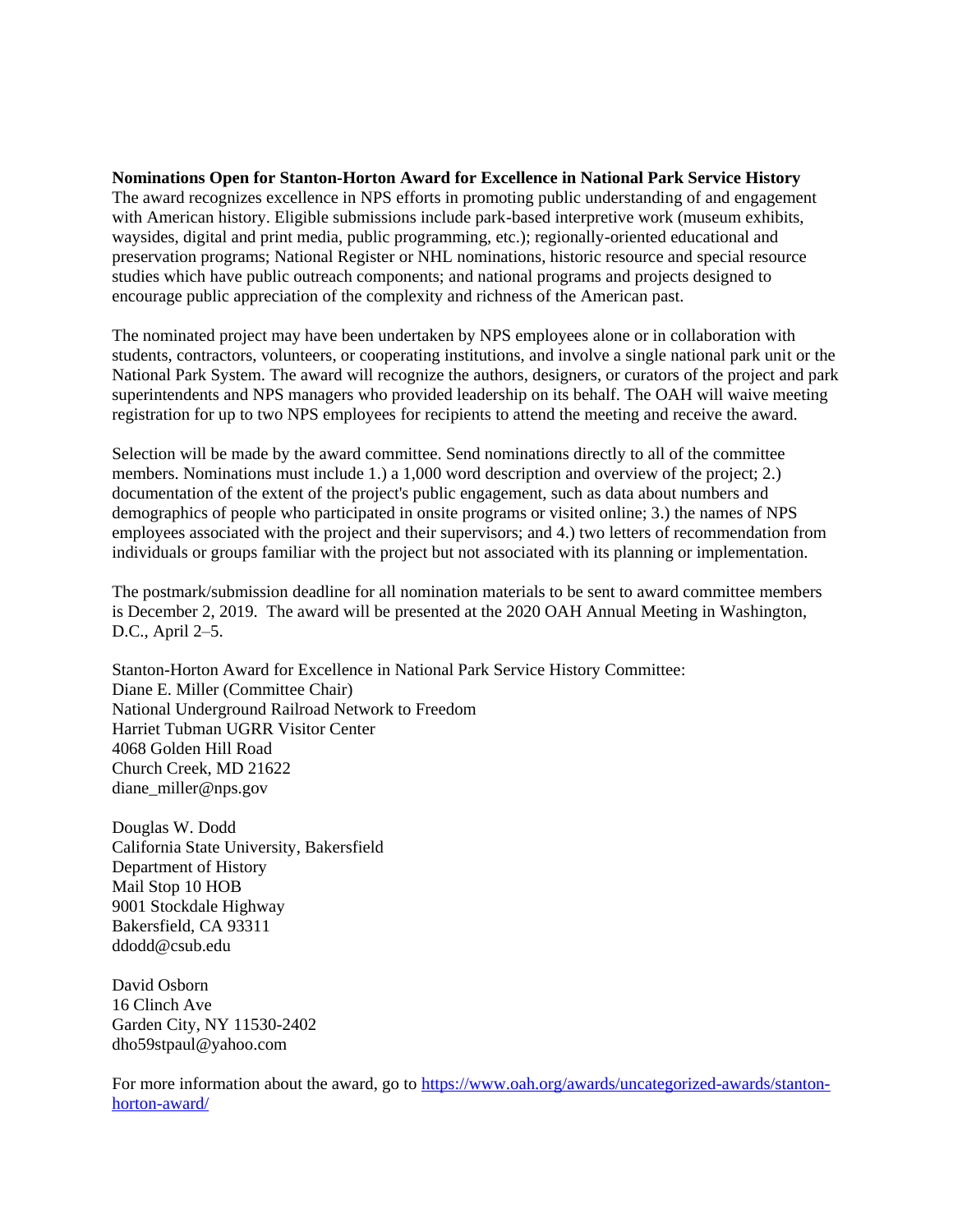**Nominations Open for Stanton-Horton Award for Excellence in National Park Service History**

The award recognizes excellence in NPS efforts in promoting public understanding of and engagement with American history. Eligible submissions include park-based interpretive work (museum exhibits, waysides, digital and print media, public programming, etc.); regionally-oriented educational and preservation programs; National Register or NHL nominations, historic resource and special resource studies which have public outreach components; and national programs and projects designed to encourage public appreciation of the complexity and richness of the American past.

The nominated project may have been undertaken by NPS employees alone or in collaboration with students, contractors, volunteers, or cooperating institutions, and involve a single national park unit or the National Park System. The award will recognize the authors, designers, or curators of the project and park superintendents and NPS managers who provided leadership on its behalf. The OAH will waive meeting registration for up to two NPS employees for recipients to attend the meeting and receive the award.

Selection will be made by the award committee. Send nominations directly to all of the committee members. Nominations must include 1.) a 1,000 word description and overview of the project; 2.) documentation of the extent of the project's public engagement, such as data about numbers and demographics of people who participated in onsite programs or visited online; 3.) the names of NPS employees associated with the project and their supervisors; and 4.) two letters of recommendation from individuals or groups familiar with the project but not associated with its planning or implementation.

The postmark/submission deadline for all nomination materials to be sent to award committee members is December 2, 2019. The award will be presented at the 2020 OAH Annual Meeting in Washington, D.C., April 2–5.

Stanton-Horton Award for Excellence in National Park Service History Committee:
Diane E. Miller (Committee Chair)
National Underground Railroad Network to Freedom
Harriet Tubman UGRR Visitor Center
4068 Golden Hill Road
Church Creek, MD 21622
diane_miller@nps.gov

Douglas W. Dodd
California State University, Bakersfield
Department of History
Mail Stop 10 HOB
9001 Stockdale Highway
Bakersfield, CA 93311
ddodd@csub.edu

David Osborn
16 Clinch Ave
Garden City, NY 11530-2402
dho59stpaul@yahoo.com

For more information about the award, go to [https://www.oah.org/awards/uncategorized-awards/stanton-horton-award/](https://www.oah.org/awards/uncategorized-awards/stanton-horton-award/)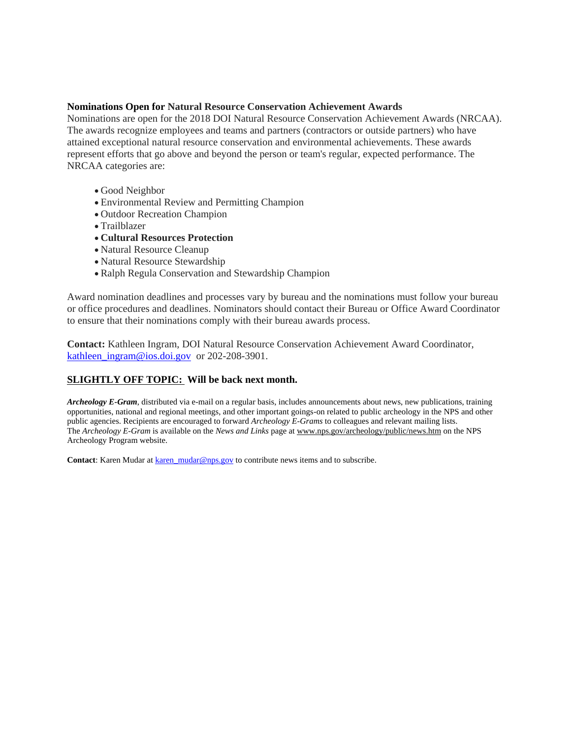**Nominations Open for Natural Resource Conservation Achievement Awards**

Nominations are open for the 2018 DOI Natural Resource Conservation Achievement Awards (NRCAA). The awards recognize employees and teams and partners (contractors or outside partners) who have attained exceptional natural resource conservation and environmental achievements. These awards represent efforts that go above and beyond the person or team's regular, expected performance. The NRCAA categories are:

- Good Neighbor
- Environmental Review and Permitting Champion
- Outdoor Recreation Champion
- Trailblazer
- **Cultural Resources Protection**
- Natural Resource Cleanup
- Natural Resource Stewardship
- Ralph Regula Conservation and Stewardship Champion

Award nomination deadlines and processes vary by bureau and the nominations must follow your bureau or office procedures and deadlines. Nominators should contact their Bureau or Office Award Coordinator to ensure that their nominations comply with their bureau awards process.

**Contact:** Kathleen Ingram, DOI Natural Resource Conservation Achievement Award Coordinator, kathleen_ingram@ios.doi.gov or 202-208-3901.

**SLIGHTLY OFF TOPIC: Will be back next month.**

***Archeology E-Gram***, distributed via e-mail on a regular basis, includes announcements about news, new publications, training opportunities, national and regional meetings, and other important goings-on related to public archeology in the NPS and other public agencies. Recipients are encouraged to forward *Archeology E-Grams* to colleagues and relevant mailing lists. The *Archeology E-Gram* is available on the *News and Links* page at www.nps.gov/archeology/public/news.htm on the NPS Archeology Program website.

**Contact**: Karen Mudar at karen_mudar@nps.gov to contribute news items and to subscribe.